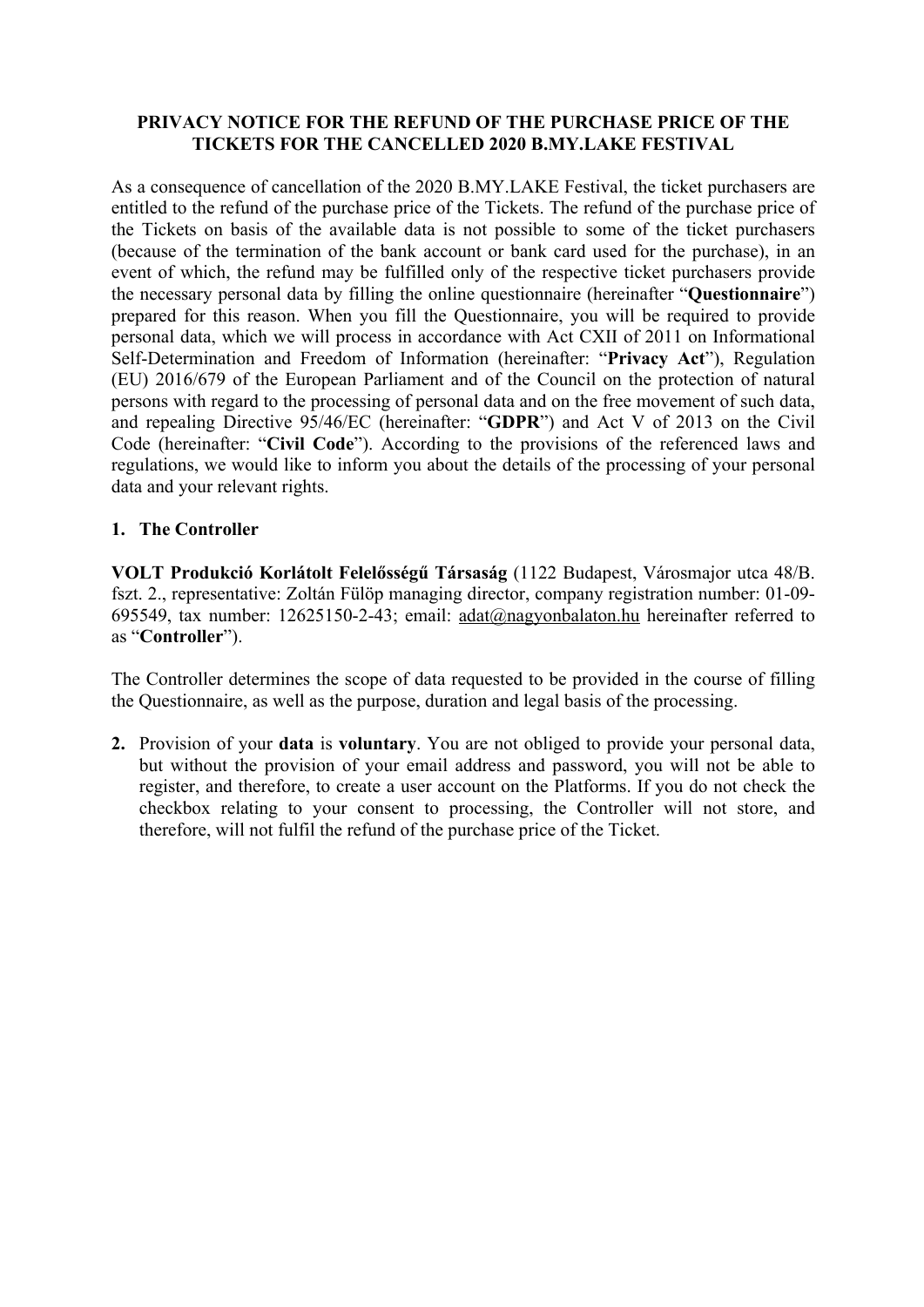# PRIVACY NOTICE FOR THE REFUND OF THE PURCHASE PRICE OF THE TICKETS FOR THE CANCELLED 2020 B.MY.LAKE FESTIVAL

As a consequence of cancellation of the 2020 B.MY.LAKE Festival, the ticket purchasers are entitled to the refund of the purchase price of the Tickets. The refund of the purchase price of the Tickets on basis of the available data is not possible to some of the ticket purchasers (because of the termination of the bank account or bank card used for the purchase), in an event of which, the refund may be fulfilled only of the respective ticket purchasers provide the necessary personal data by filling the online questionnaire (hereinafter "**Questionnaire**") prepared for this reason. When you fill the Questionnaire, you will be required to provide personal data, which we will process in accordance with Act CXII of 2011 on Informational Self-Determination and Freedom of Information (hereinafter: "**Privacy Act**"), Regulation (EU) 2016/679 of the European Parliament and of the Council on the protection of natural persons with regard to the processing of personal data and on the free movement of such data, and repealing Directive 95/46/EC (hereinafter: "**GDPR**") and Act V of 2013 on the Civil Code (hereinafter: "**Civil Code**"). According to the provisions of the referenced laws and regulations, we would like to inform you about the details of the processing of your personal data and your relevant rights.

## 1. The Controller

**VOLT Produkció Korlátolt Felelősségű Társaság** (1122 Budapest, Városmajor utca 48/B. fszt. 2., representative: Zoltán Fülöp managing director, company registration number: 01-09-695549, tax number: 12625150-2-43; email: adat@nagyonbalaton.hu hereinafter referred to as "**Controller**").

The Controller determines the scope of data requested to be provided in the course of filling the Questionnaire, as well as the purpose, duration and legal basis of the processing.

2. Provision of your **data** is **voluntary**. You are not obliged to provide your personal data, but without the provision of your email address and password, you will not be able to register, and therefore, to create a user account on the Platforms. If you do not check the checkbox relating to your consent to processing, the Controller will not store, and therefore, will not fulfil the refund of the purchase price of the Ticket.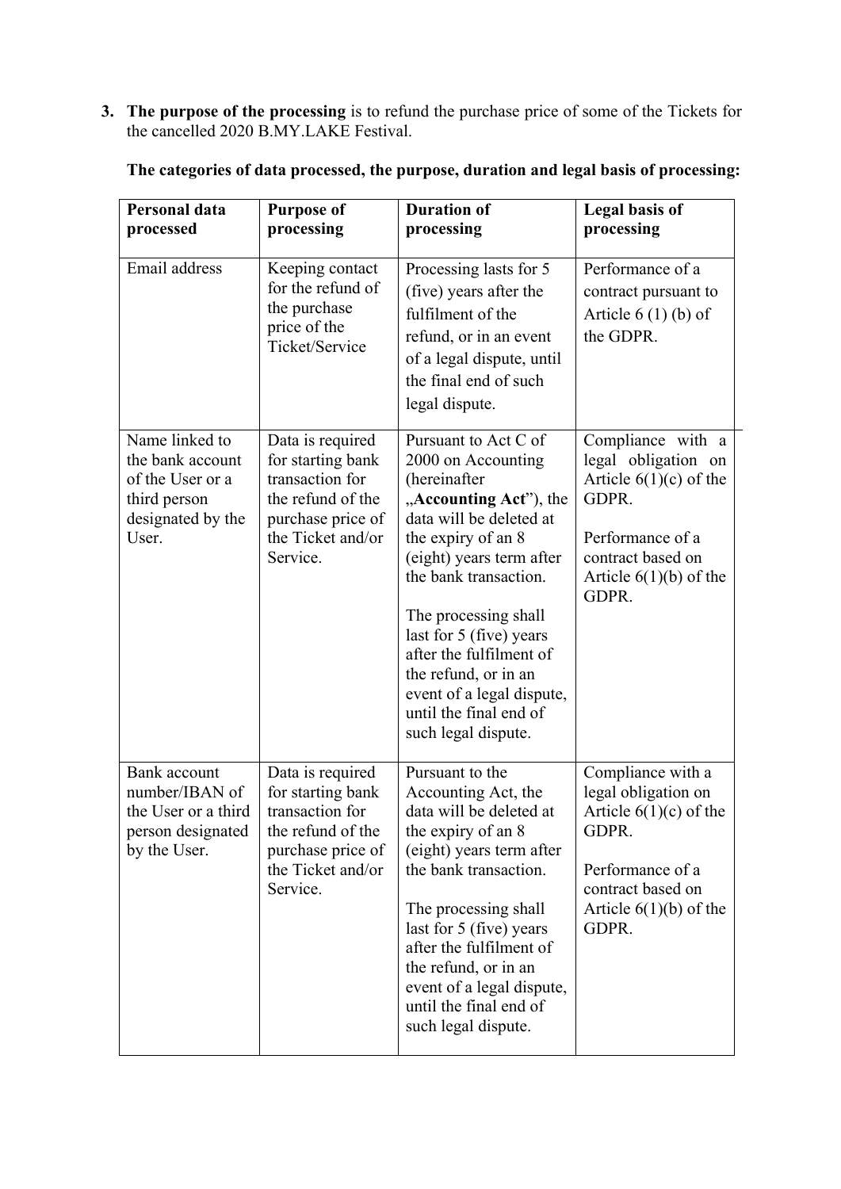3. **The purpose of the processing** is to refund the purchase price of some of the Tickets for the cancelled 2020 B.MY.LAKE Festival.

**The categories of data processed, the purpose, duration and legal basis of processing:**

| **Personal data processed** | **Purpose of processing** | **Duration of processing** | **Legal basis of processing** |
|---|---|---|---|
| Email address | Keeping contact for the refund of the purchase price of the Ticket/Service | Processing lasts for 5 (five) years after the fulfilment of the refund, or in an event of a legal dispute, until the final end of such legal dispute. | Performance of a contract pursuant to Article 6 (1) (b) of the GDPR. |
| Name linked to the bank account of the User or a third person designated by the User. | Data is required for starting bank transaction for the refund of the purchase price of the Ticket and/or Service. | Pursuant to Act C of 2000 on Accounting (hereinafter „**Accounting Act**"), the data will be deleted at the expiry of an 8 (eight) years term after the bank transaction.<br><br>The processing shall last for 5 (five) years after the fulfilment of the refund, or in an event of a legal dispute, until the final end of such legal dispute. | Compliance with a legal obligation on Article 6(1)(c) of the GDPR.<br><br>Performance of a contract based on Article 6(1)(b) of the GDPR. |
| Bank account number/IBAN of the User or a third person designated by the User. | Data is required for starting bank transaction for the refund of the purchase price of the Ticket and/or Service. | Pursuant to the Accounting Act, the data will be deleted at the expiry of an 8 (eight) years term after the bank transaction.<br><br>The processing shall last for 5 (five) years after the fulfilment of the refund, or in an event of a legal dispute, until the final end of such legal dispute. | Compliance with a legal obligation on Article 6(1)(c) of the GDPR.<br><br>Performance of a contract based on Article 6(1)(b) of the GDPR. |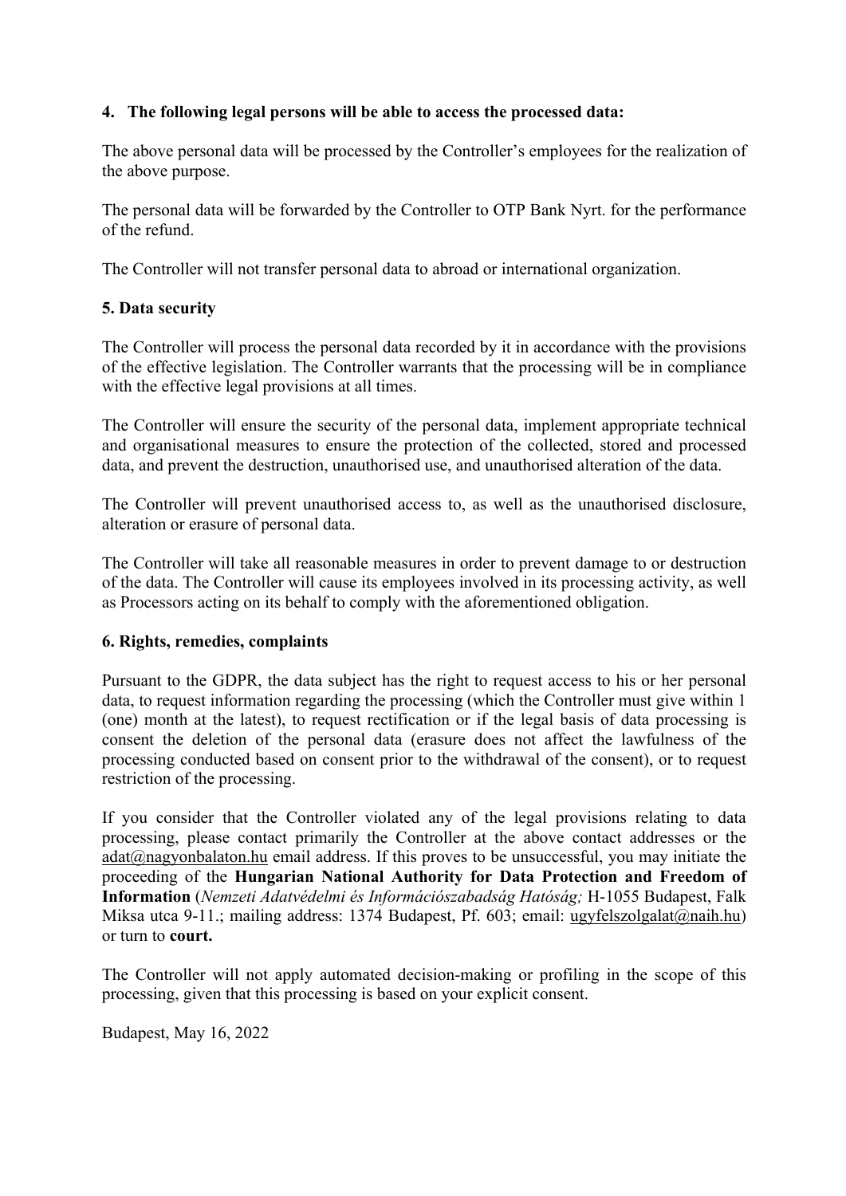## 4. The following legal persons will be able to access the processed data:

The above personal data will be processed by the Controller's employees for the realization of the above purpose.

The personal data will be forwarded by the Controller to OTP Bank Nyrt. for the performance of the refund.

The Controller will not transfer personal data to abroad or international organization.

## 5. Data security

The Controller will process the personal data recorded by it in accordance with the provisions of the effective legislation. The Controller warrants that the processing will be in compliance with the effective legal provisions at all times.

The Controller will ensure the security of the personal data, implement appropriate technical and organisational measures to ensure the protection of the collected, stored and processed data, and prevent the destruction, unauthorised use, and unauthorised alteration of the data.

The Controller will prevent unauthorised access to, as well as the unauthorised disclosure, alteration or erasure of personal data.

The Controller will take all reasonable measures in order to prevent damage to or destruction of the data. The Controller will cause its employees involved in its processing activity, as well as Processors acting on its behalf to comply with the aforementioned obligation.

## 6. Rights, remedies, complaints

Pursuant to the GDPR, the data subject has the right to request access to his or her personal data, to request information regarding the processing (which the Controller must give within 1 (one) month at the latest), to request rectification or if the legal basis of data processing is consent the deletion of the personal data (erasure does not affect the lawfulness of the processing conducted based on consent prior to the withdrawal of the consent), or to request restriction of the processing.

If you consider that the Controller violated any of the legal provisions relating to data processing, please contact primarily the Controller at the above contact addresses or the adat@nagyonbalaton.hu email address. If this proves to be unsuccessful, you may initiate the proceeding of the **Hungarian National Authority for Data Protection and Freedom of Information** (*Nemzeti Adatvédelmi és Információszabadság Hatóság;* H-1055 Budapest, Falk Miksa utca 9-11.; mailing address: 1374 Budapest, Pf. 603; email: ugyfelszolgalat@naih.hu) or turn to **court.**

The Controller will not apply automated decision-making or profiling in the scope of this processing, given that this processing is based on your explicit consent.

Budapest, May 16, 2022